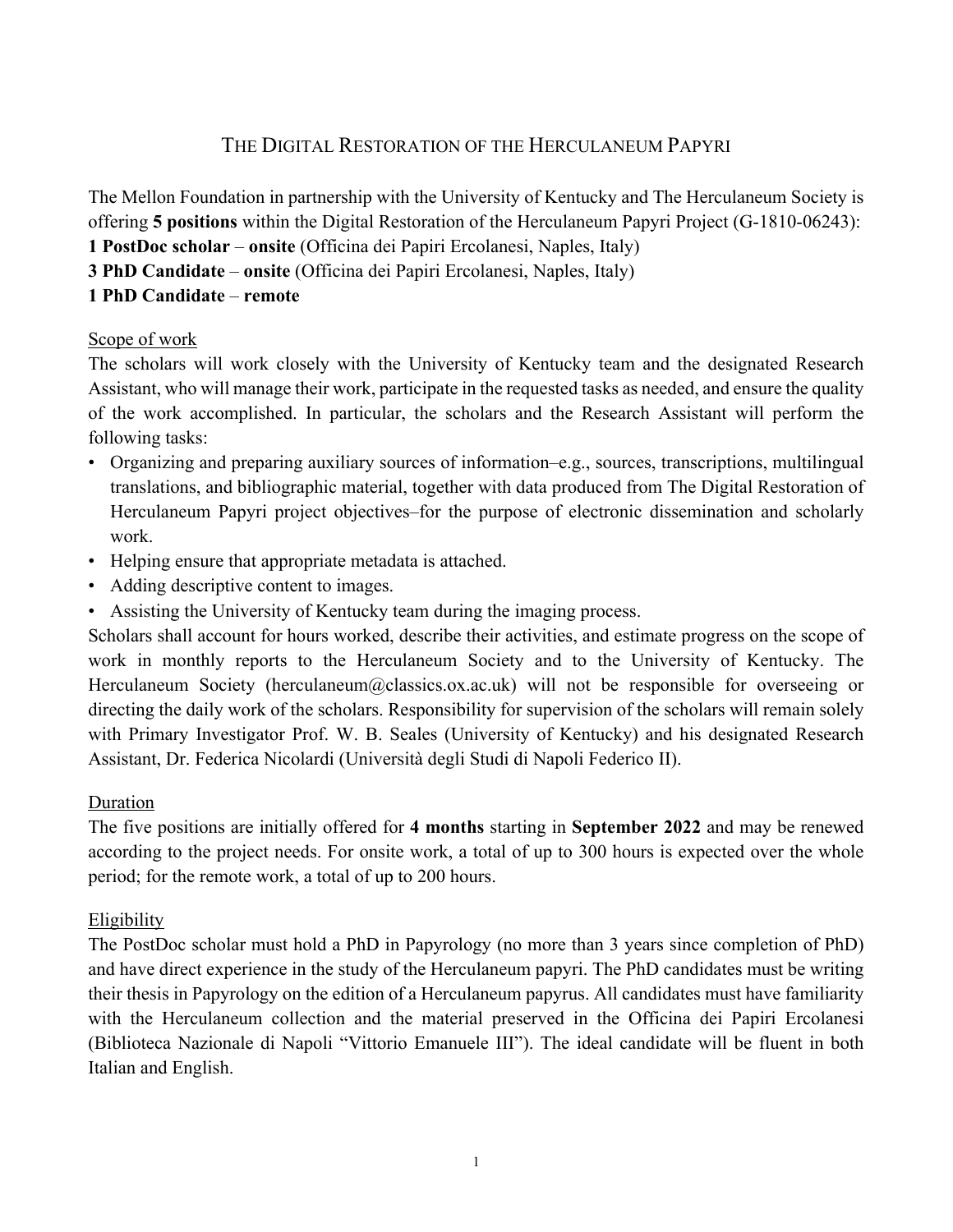# The Digital Restoration of the Herculaneum Papyri

The Mellon Foundation in partnership with the University of Kentucky and The Herculaneum Society is offering **5 positions** within the Digital Restoration of the Herculaneum Papyri Project (G-1810-06243):

**1 PostDoc scholar** – **onsite** (Officina dei Papiri Ercolanesi, Naples, Italy)
**3 PhD Candidate** – **onsite** (Officina dei Papiri Ercolanesi, Naples, Italy)
**1 PhD Candidate** – **remote**

## Scope of work

The scholars will work closely with the University of Kentucky team and the designated Research Assistant, who will manage their work, participate in the requested tasks as needed, and ensure the quality of the work accomplished. In particular, the scholars and the Research Assistant will perform the following tasks:

- Organizing and preparing auxiliary sources of information–e.g., sources, transcriptions, multilingual translations, and bibliographic material, together with data produced from The Digital Restoration of Herculaneum Papyri project objectives–for the purpose of electronic dissemination and scholarly work.
- Helping ensure that appropriate metadata is attached.
- Adding descriptive content to images.
- Assisting the University of Kentucky team during the imaging process.

Scholars shall account for hours worked, describe their activities, and estimate progress on the scope of work in monthly reports to the Herculaneum Society and to the University of Kentucky. The Herculaneum Society (herculaneum@classics.ox.ac.uk) will not be responsible for overseeing or directing the daily work of the scholars. Responsibility for supervision of the scholars will remain solely with Primary Investigator Prof. W. B. Seales (University of Kentucky) and his designated Research Assistant, Dr. Federica Nicolardi (Università degli Studi di Napoli Federico II).

## Duration

The five positions are initially offered for **4 months** starting in **September 2022** and may be renewed according to the project needs. For onsite work, a total of up to 300 hours is expected over the whole period; for the remote work, a total of up to 200 hours.

## Eligibility

The PostDoc scholar must hold a PhD in Papyrology (no more than 3 years since completion of PhD) and have direct experience in the study of the Herculaneum papyri. The PhD candidates must be writing their thesis in Papyrology on the edition of a Herculaneum papyrus. All candidates must have familiarity with the Herculaneum collection and the material preserved in the Officina dei Papiri Ercolanesi (Biblioteca Nazionale di Napoli "Vittorio Emanuele III"). The ideal candidate will be fluent in both Italian and English.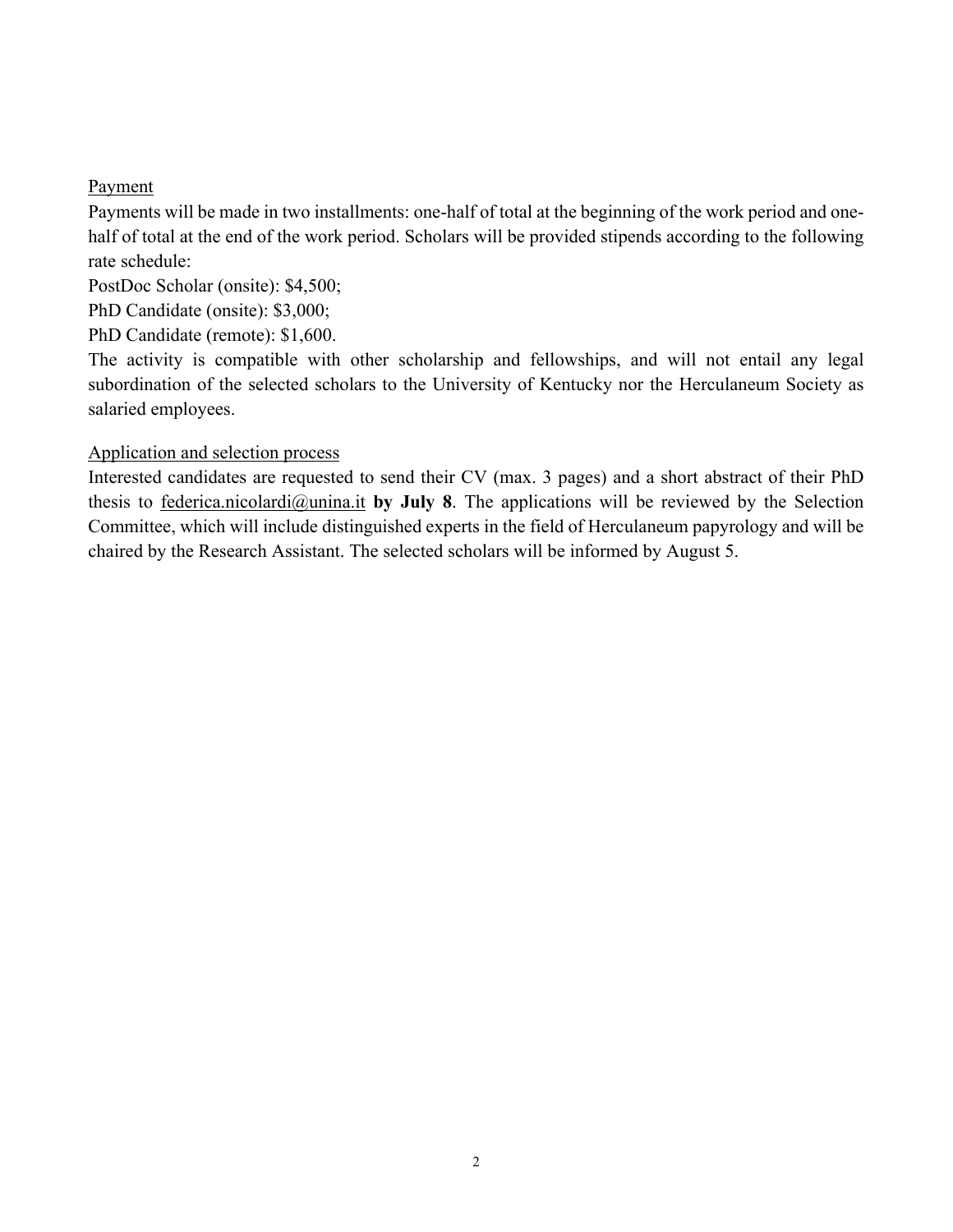<u>Payment</u>

Payments will be made in two installments: one-half of total at the beginning of the work period and one-half of total at the end of the work period. Scholars will be provided stipends according to the following rate schedule:

PostDoc Scholar (onsite): $4,500;

PhD Candidate (onsite): $3,000;

PhD Candidate (remote): $1,600.

The activity is compatible with other scholarship and fellowships, and will not entail any legal subordination of the selected scholars to the University of Kentucky nor the Herculaneum Society as salaried employees.

<u>Application and selection process</u>

Interested candidates are requested to send their CV (max. 3 pages) and a short abstract of their PhD thesis to federica.nicolardi@unina.it **by July 8**. The applications will be reviewed by the Selection Committee, which will include distinguished experts in the field of Herculaneum papyrology and will be chaired by the Research Assistant. The selected scholars will be informed by August 5.